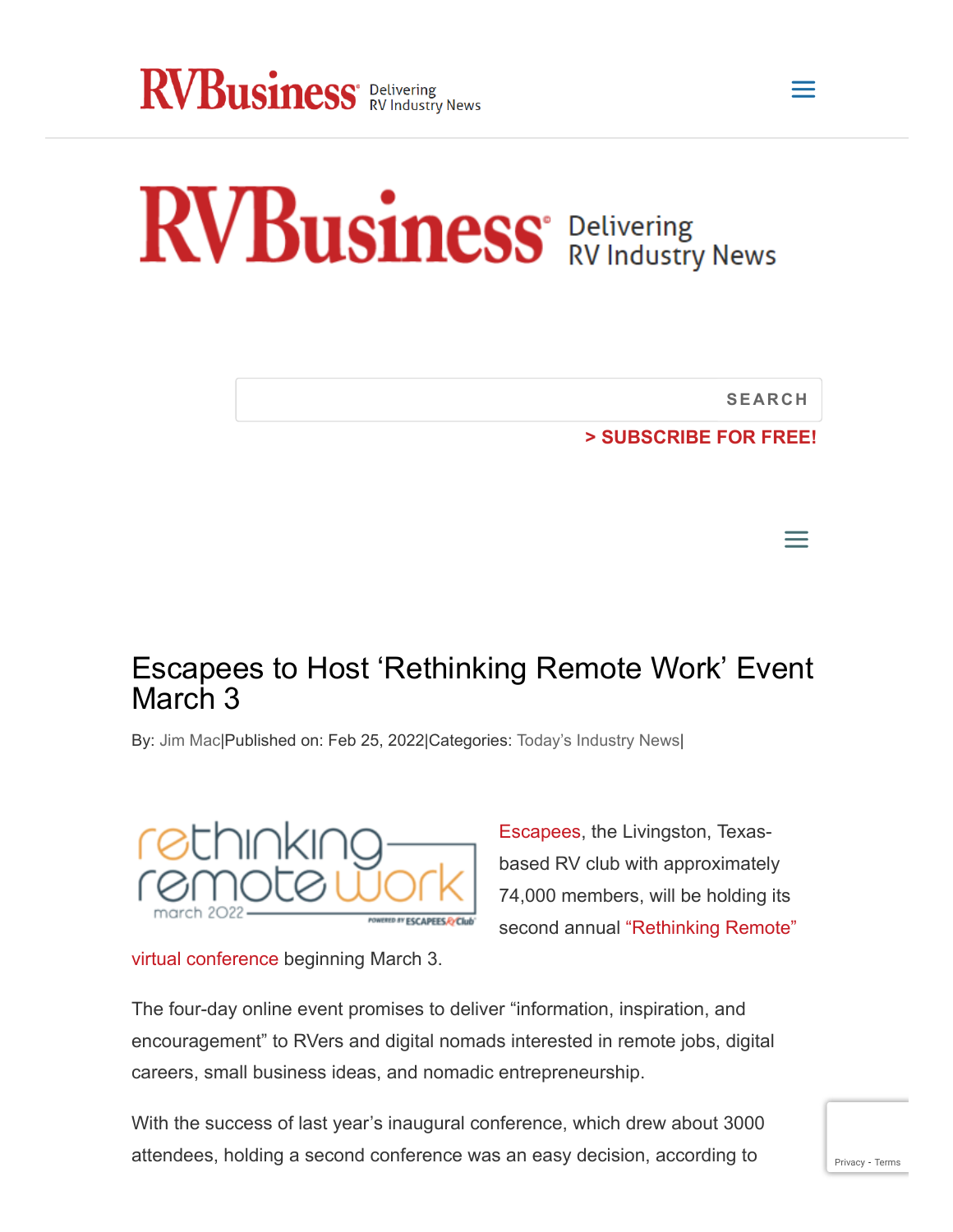RVBusiness Delivering RV Industry News

SEARCH

> SUBSCRIBE FOR FREE!

# Escapees to Host ‘Rethinking Remote Work’ Event March 3

By: Jim Mac|Published on: Feb 25, 2022|Categories: Today’s Industry News|

Escapees, the Livingston, Texas-based RV club with approximately 74,000 members, will be holding its second annual “Rethinking Remote” virtual conference beginning March 3.

The four-day online event promises to deliver “information, inspiration, and encouragement” to RVers and digital nomads interested in remote jobs, digital careers, small business ideas, and nomadic entrepreneurship.

With the success of last year’s inaugural conference, which drew about 3000 attendees, holding a second conference was an easy decision, according to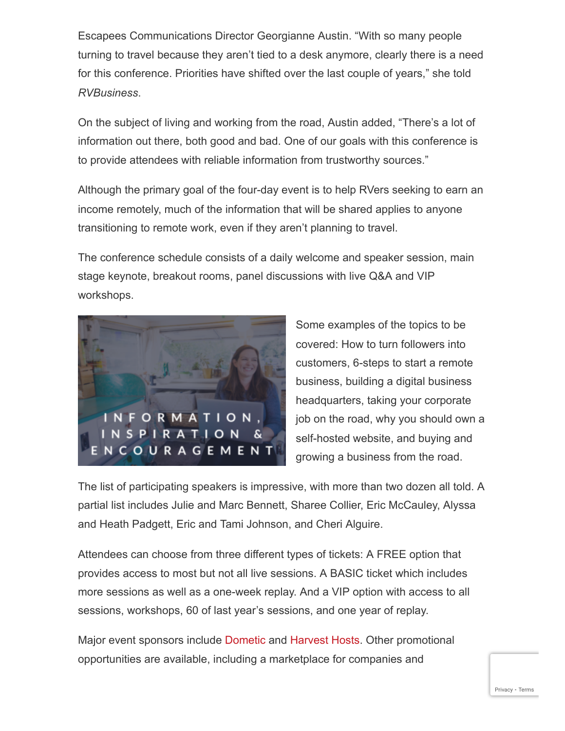Escapees Communications Director Georgianne Austin. “With so many people turning to travel because they aren’t tied to a desk anymore, clearly there is a need for this conference. Priorities have shifted over the last couple of years,” she told *RVBusiness*.

On the subject of living and working from the road, Austin added, “There’s a lot of information out there, both good and bad. One of our goals with this conference is to provide attendees with reliable information from trustworthy sources.”

Although the primary goal of the four-day event is to help RVers seeking to earn an income remotely, much of the information that will be shared applies to anyone transitioning to remote work, even if they aren’t planning to travel.

The conference schedule consists of a daily welcome and speaker session, main stage keynote, breakout rooms, panel discussions with live Q&A and VIP workshops.

Some examples of the topics to be covered: How to turn followers into customers, 6-steps to start a remote business, building a digital business headquarters, taking your corporate job on the road, why you should own a self-hosted website, and buying and growing a business from the road.

The list of participating speakers is impressive, with more than two dozen all told. A partial list includes Julie and Marc Bennett, Sharee Collier, Eric McCauley, Alyssa and Heath Padgett, Eric and Tami Johnson, and Cheri Alguire.

Attendees can choose from three different types of tickets: A FREE option that provides access to most but not all live sessions. A BASIC ticket which includes more sessions as well as a one-week replay. And a VIP option with access to all sessions, workshops, 60 of last year’s sessions, and one year of replay.

Major event sponsors include Dometic and Harvest Hosts. Other promotional opportunities are available, including a marketplace for companies and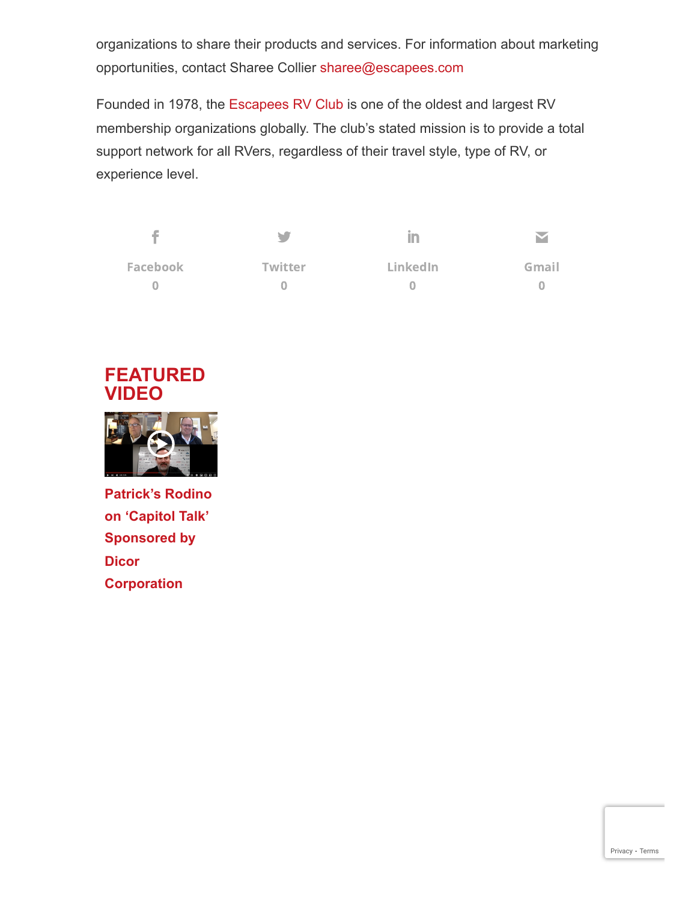organizations to share their products and services. For information about marketing opportunities, contact Sharee Collier sharee@escapees.com

Founded in 1978, the Escapees RV Club is one of the oldest and largest RV membership organizations globally. The club's stated mission is to provide a total support network for all RVers, regardless of their travel style, type of RV, or experience level.

Facebook 0 | Twitter 0 | LinkedIn 0 | Gmail 0

## FEATURED VIDEO

**Patrick's Rodino on 'Capitol Talk' Sponsored by Dicor Corporation**